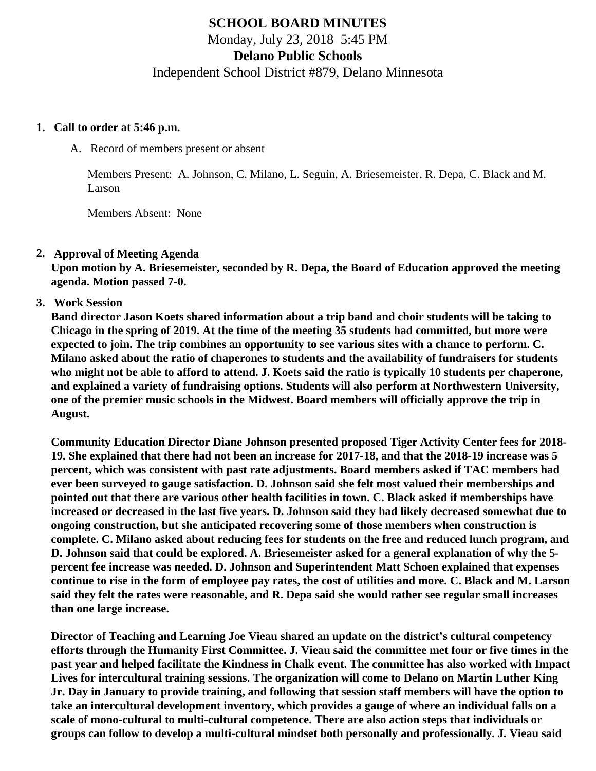# SCHOOL BOARD MINUTES

Monday, July 23, 2018 5:45 PM

**Delano Public Schools**

Independent School District #879, Delano Minnesota

1. **Call to order at 5:46 p.m.**

   A. Record of members present or absent

   Members Present: A. Johnson, C. Milano, L. Seguin, A. Briesemeister, R. Depa, C. Black and M. Larson

   Members Absent: None

2. **Approval of Meeting Agenda**
   **Upon motion by A. Briesemeister, seconded by R. Depa, the Board of Education approved the meeting agenda. Motion passed 7-0.**

3. **Work Session**
   **Band director Jason Koets shared information about a trip band and choir students will be taking to Chicago in the spring of 2019. At the time of the meeting 35 students had committed, but more were expected to join. The trip combines an opportunity to see various sites with a chance to perform. C. Milano asked about the ratio of chaperones to students and the availability of fundraisers for students who might not be able to afford to attend. J. Koets said the ratio is typically 10 students per chaperone, and explained a variety of fundraising options. Students will also perform at Northwestern University, one of the premier music schools in the Midwest. Board members will officially approve the trip in August.**

   **Community Education Director Diane Johnson presented proposed Tiger Activity Center fees for 2018-19. She explained that there had not been an increase for 2017-18, and that the 2018-19 increase was 5 percent, which was consistent with past rate adjustments. Board members asked if TAC members had ever been surveyed to gauge satisfaction. D. Johnson said she felt most valued their memberships and pointed out that there are various other health facilities in town. C. Black asked if memberships have increased or decreased in the last five years. D. Johnson said they had likely decreased somewhat due to ongoing construction, but she anticipated recovering some of those members when construction is complete. C. Milano asked about reducing fees for students on the free and reduced lunch program, and D. Johnson said that could be explored. A. Briesemeister asked for a general explanation of why the 5-percent fee increase was needed. D. Johnson and Superintendent Matt Schoen explained that expenses continue to rise in the form of employee pay rates, the cost of utilities and more. C. Black and M. Larson said they felt the rates were reasonable, and R. Depa said she would rather see regular small increases than one large increase.**

   **Director of Teaching and Learning Joe Vieau shared an update on the district's cultural competency efforts through the Humanity First Committee. J. Vieau said the committee met four or five times in the past year and helped facilitate the Kindness in Chalk event. The committee has also worked with Impact Lives for intercultural training sessions. The organization will come to Delano on Martin Luther King Jr. Day in January to provide training, and following that session staff members will have the option to take an intercultural development inventory, which provides a gauge of where an individual falls on a scale of mono-cultural to multi-cultural competence. There are also action steps that individuals or groups can follow to develop a multi-cultural mindset both personally and professionally. J. Vieau said**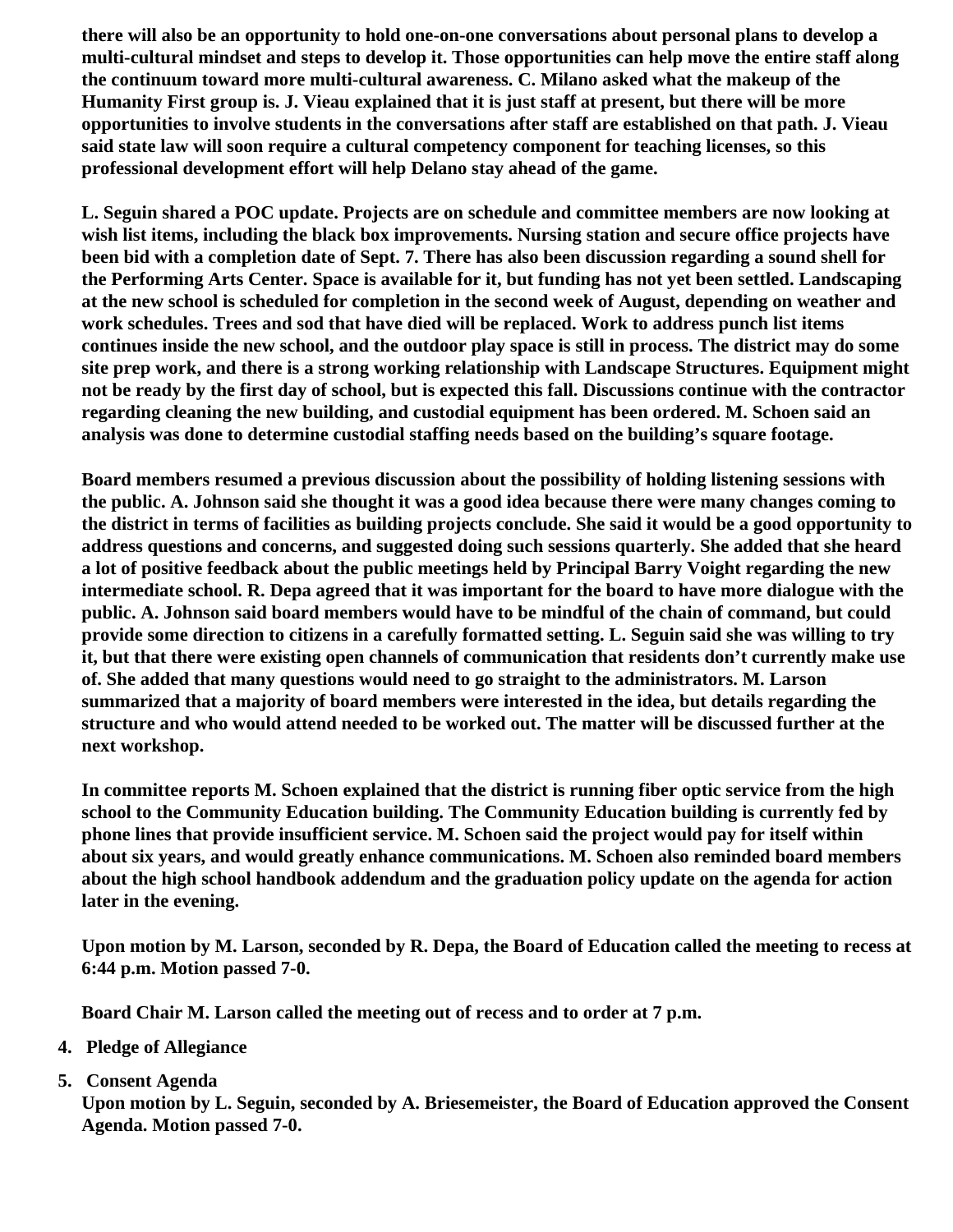**there will also be an opportunity to hold one-on-one conversations about personal plans to develop a multi-cultural mindset and steps to develop it. Those opportunities can help move the entire staff along the continuum toward more multi-cultural awareness. C. Milano asked what the makeup of the Humanity First group is. J. Vieau explained that it is just staff at present, but there will be more opportunities to involve students in the conversations after staff are established on that path. J. Vieau said state law will soon require a cultural competency component for teaching licenses, so this professional development effort will help Delano stay ahead of the game.**

**L. Seguin shared a POC update. Projects are on schedule and committee members are now looking at wish list items, including the black box improvements. Nursing station and secure office projects have been bid with a completion date of Sept. 7. There has also been discussion regarding a sound shell for the Performing Arts Center. Space is available for it, but funding has not yet been settled. Landscaping at the new school is scheduled for completion in the second week of August, depending on weather and work schedules. Trees and sod that have died will be replaced. Work to address punch list items continues inside the new school, and the outdoor play space is still in process. The district may do some site prep work, and there is a strong working relationship with Landscape Structures. Equipment might not be ready by the first day of school, but is expected this fall. Discussions continue with the contractor regarding cleaning the new building, and custodial equipment has been ordered. M. Schoen said an analysis was done to determine custodial staffing needs based on the building's square footage.**

**Board members resumed a previous discussion about the possibility of holding listening sessions with the public. A. Johnson said she thought it was a good idea because there were many changes coming to the district in terms of facilities as building projects conclude. She said it would be a good opportunity to address questions and concerns, and suggested doing such sessions quarterly. She added that she heard a lot of positive feedback about the public meetings held by Principal Barry Voight regarding the new intermediate school. R. Depa agreed that it was important for the board to have more dialogue with the public. A. Johnson said board members would have to be mindful of the chain of command, but could provide some direction to citizens in a carefully formatted setting. L. Seguin said she was willing to try it, but that there were existing open channels of communication that residents don't currently make use of. She added that many questions would need to go straight to the administrators. M. Larson summarized that a majority of board members were interested in the idea, but details regarding the structure and who would attend needed to be worked out. The matter will be discussed further at the next workshop.**

**In committee reports M. Schoen explained that the district is running fiber optic service from the high school to the Community Education building. The Community Education building is currently fed by phone lines that provide insufficient service. M. Schoen said the project would pay for itself within about six years, and would greatly enhance communications. M. Schoen also reminded board members about the high school handbook addendum and the graduation policy update on the agenda for action later in the evening.**

**Upon motion by M. Larson, seconded by R. Depa, the Board of Education called the meeting to recess at 6:44 p.m. Motion passed 7-0.**

**Board Chair M. Larson called the meeting out of recess and to order at 7 p.m.**

4. **Pledge of Allegiance**
5. **Consent Agenda**
   **Upon motion by L. Seguin, seconded by A. Briesemeister, the Board of Education approved the Consent Agenda. Motion passed 7-0.**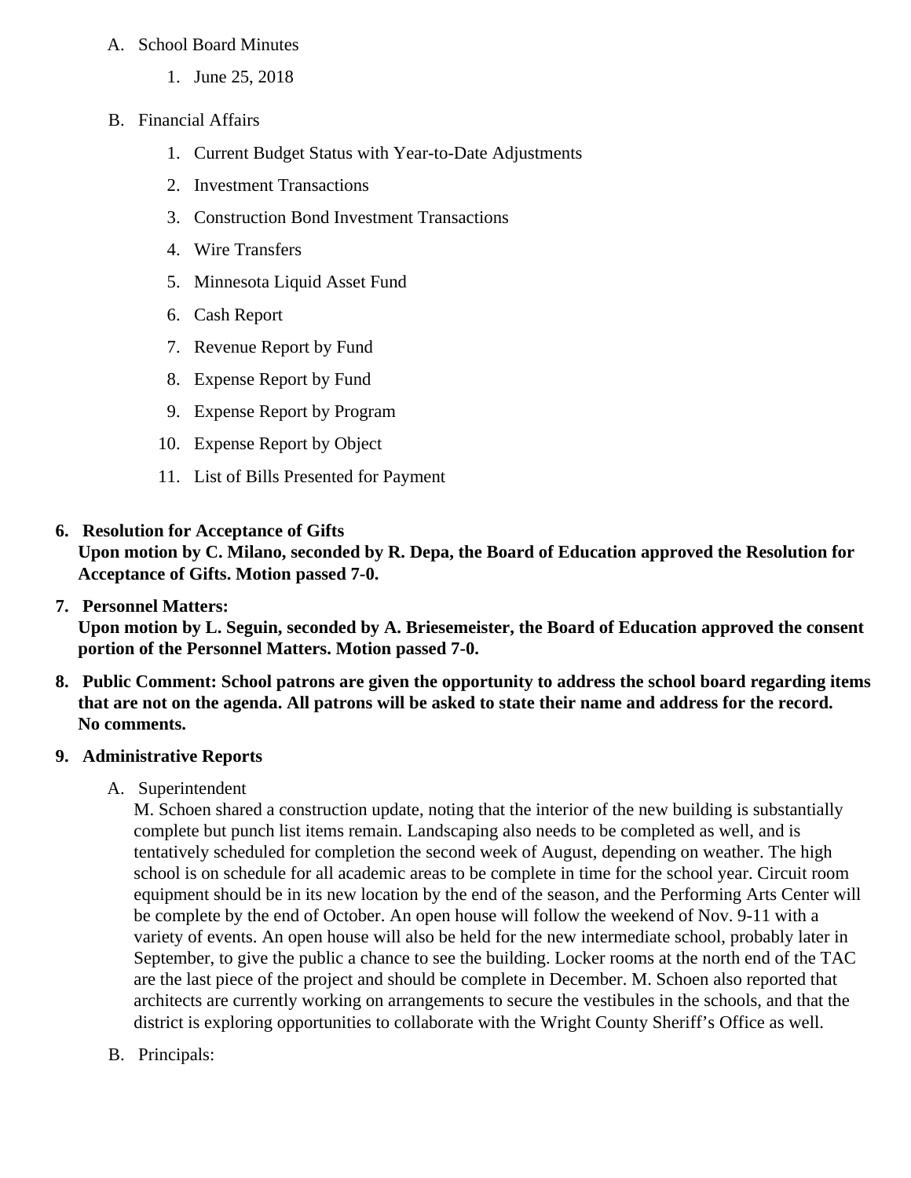A. School Board Minutes

   1. June 25, 2018

B. Financial Affairs

   1. Current Budget Status with Year-to-Date Adjustments
   2. Investment Transactions
   3. Construction Bond Investment Transactions
   4. Wire Transfers
   5. Minnesota Liquid Asset Fund
   6. Cash Report
   7. Revenue Report by Fund
   8. Expense Report by Fund
   9. Expense Report by Program
   10. Expense Report by Object
   11. List of Bills Presented for Payment

6. **Resolution for Acceptance of Gifts**
   **Upon motion by C. Milano, seconded by R. Depa, the Board of Education approved the Resolution for Acceptance of Gifts. Motion passed 7-0.**

7. **Personnel Matters:**
   **Upon motion by L. Seguin, seconded by A. Briesemeister, the Board of Education approved the consent portion of the Personnel Matters. Motion passed 7-0.**

8. **Public Comment: School patrons are given the opportunity to address the school board regarding items that are not on the agenda. All patrons will be asked to state their name and address for the record.**
   **No comments.**

9. **Administrative Reports**

   A. Superintendent
   M. Schoen shared a construction update, noting that the interior of the new building is substantially complete but punch list items remain. Landscaping also needs to be completed as well, and is tentatively scheduled for completion the second week of August, depending on weather. The high school is on schedule for all academic areas to be complete in time for the school year. Circuit room equipment should be in its new location by the end of the season, and the Performing Arts Center will be complete by the end of October. An open house will follow the weekend of Nov. 9-11 with a variety of events. An open house will also be held for the new intermediate school, probably later in September, to give the public a chance to see the building. Locker rooms at the north end of the TAC are the last piece of the project and should be complete in December. M. Schoen also reported that architects are currently working on arrangements to secure the vestibules in the schools, and that the district is exploring opportunities to collaborate with the Wright County Sheriff's Office as well.

   B. Principals: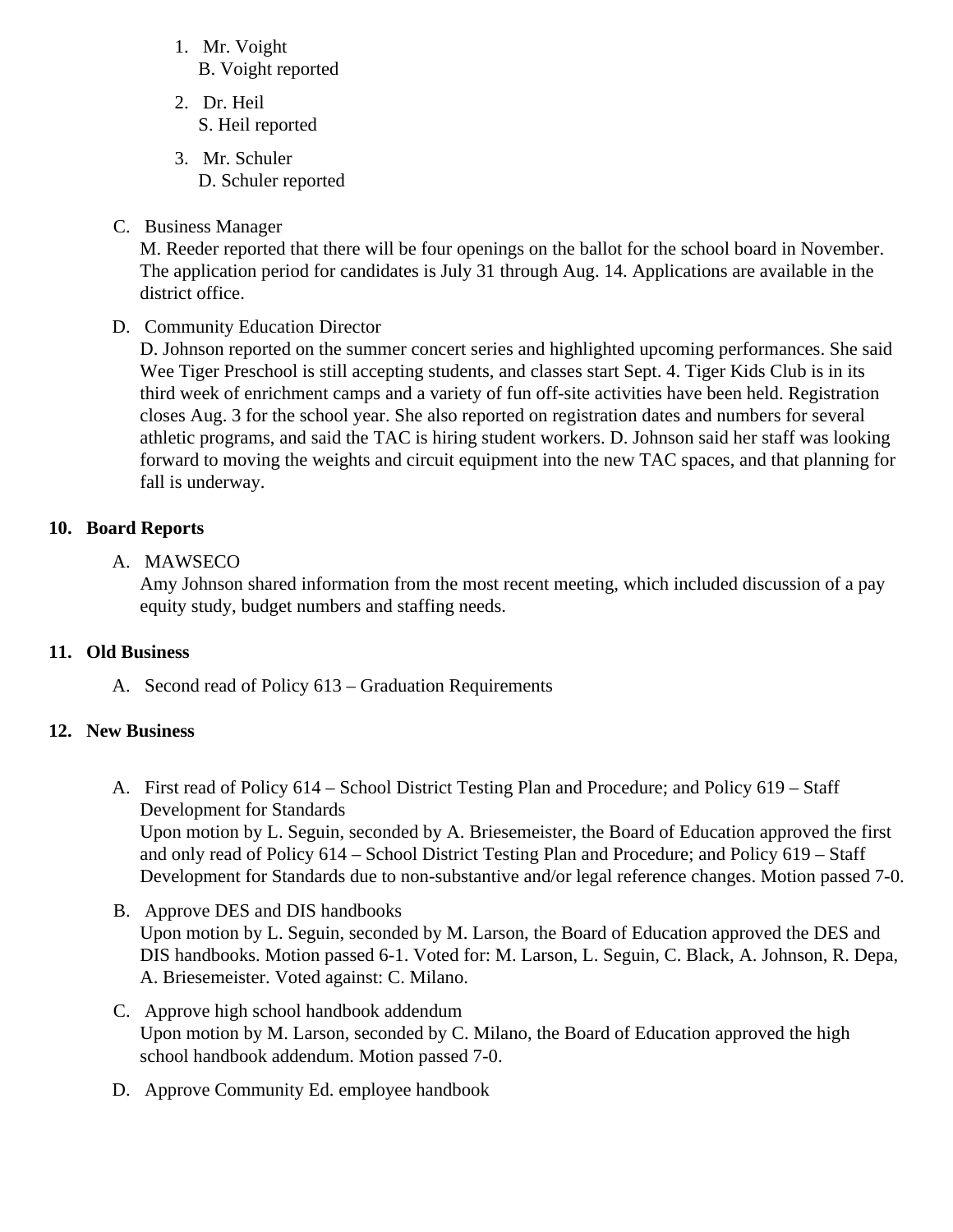1. Mr. Voight
   B. Voight reported
2. Dr. Heil
   S. Heil reported
3. Mr. Schuler
   D. Schuler reported

C. Business Manager
   M. Reeder reported that there will be four openings on the ballot for the school board in November. The application period for candidates is July 31 through Aug. 14. Applications are available in the district office.

D. Community Education Director
   D. Johnson reported on the summer concert series and highlighted upcoming performances. She said Wee Tiger Preschool is still accepting students, and classes start Sept. 4. Tiger Kids Club is in its third week of enrichment camps and a variety of fun off-site activities have been held. Registration closes Aug. 3 for the school year. She also reported on registration dates and numbers for several athletic programs, and said the TAC is hiring student workers. D. Johnson said her staff was looking forward to moving the weights and circuit equipment into the new TAC spaces, and that planning for fall is underway.

**10. Board Reports**

A. MAWSECO
   Amy Johnson shared information from the most recent meeting, which included discussion of a pay equity study, budget numbers and staffing needs.

**11. Old Business**

A. Second read of Policy 613 – Graduation Requirements

**12. New Business**

A. First read of Policy 614 – School District Testing Plan and Procedure; and Policy 619 – Staff Development for Standards
   Upon motion by L. Seguin, seconded by A. Briesemeister, the Board of Education approved the first and only read of Policy 614 – School District Testing Plan and Procedure; and Policy 619 – Staff Development for Standards due to non-substantive and/or legal reference changes. Motion passed 7-0.

B. Approve DES and DIS handbooks
   Upon motion by L. Seguin, seconded by M. Larson, the Board of Education approved the DES and DIS handbooks. Motion passed 6-1. Voted for: M. Larson, L. Seguin, C. Black, A. Johnson, R. Depa, A. Briesemeister. Voted against: C. Milano.

C. Approve high school handbook addendum
   Upon motion by M. Larson, seconded by C. Milano, the Board of Education approved the high school handbook addendum. Motion passed 7-0.

D. Approve Community Ed. employee handbook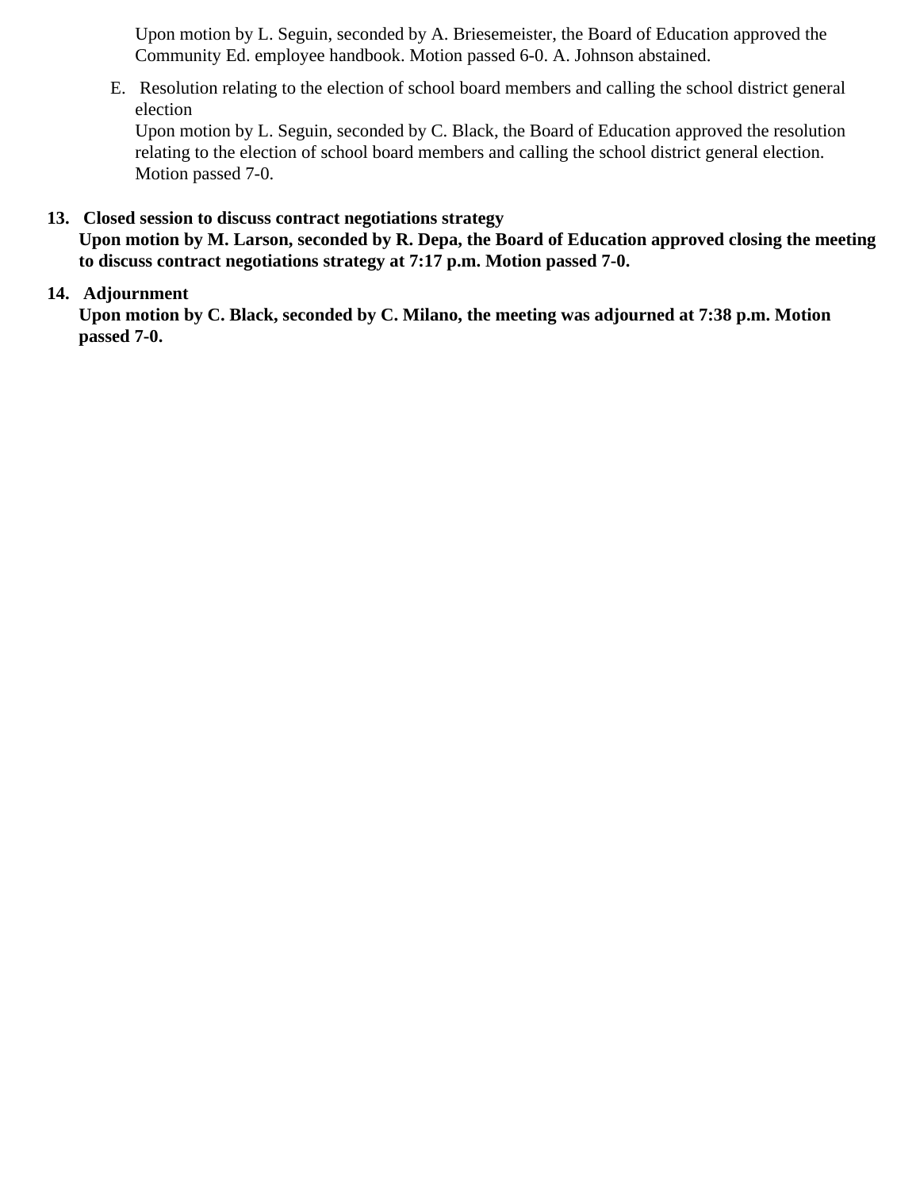Upon motion by L. Seguin, seconded by A. Briesemeister, the Board of Education approved the Community Ed. employee handbook. Motion passed 6-0. A. Johnson abstained.

E. Resolution relating to the election of school board members and calling the school district general election
Upon motion by L. Seguin, seconded by C. Black, the Board of Education approved the resolution relating to the election of school board members and calling the school district general election. Motion passed 7-0.

**13. Closed session to discuss contract negotiations strategy**
**Upon motion by M. Larson, seconded by R. Depa, the Board of Education approved closing the meeting to discuss contract negotiations strategy at 7:17 p.m. Motion passed 7-0.**

**14. Adjournment**
**Upon motion by C. Black, seconded by C. Milano, the meeting was adjourned at 7:38 p.m. Motion passed 7-0.**